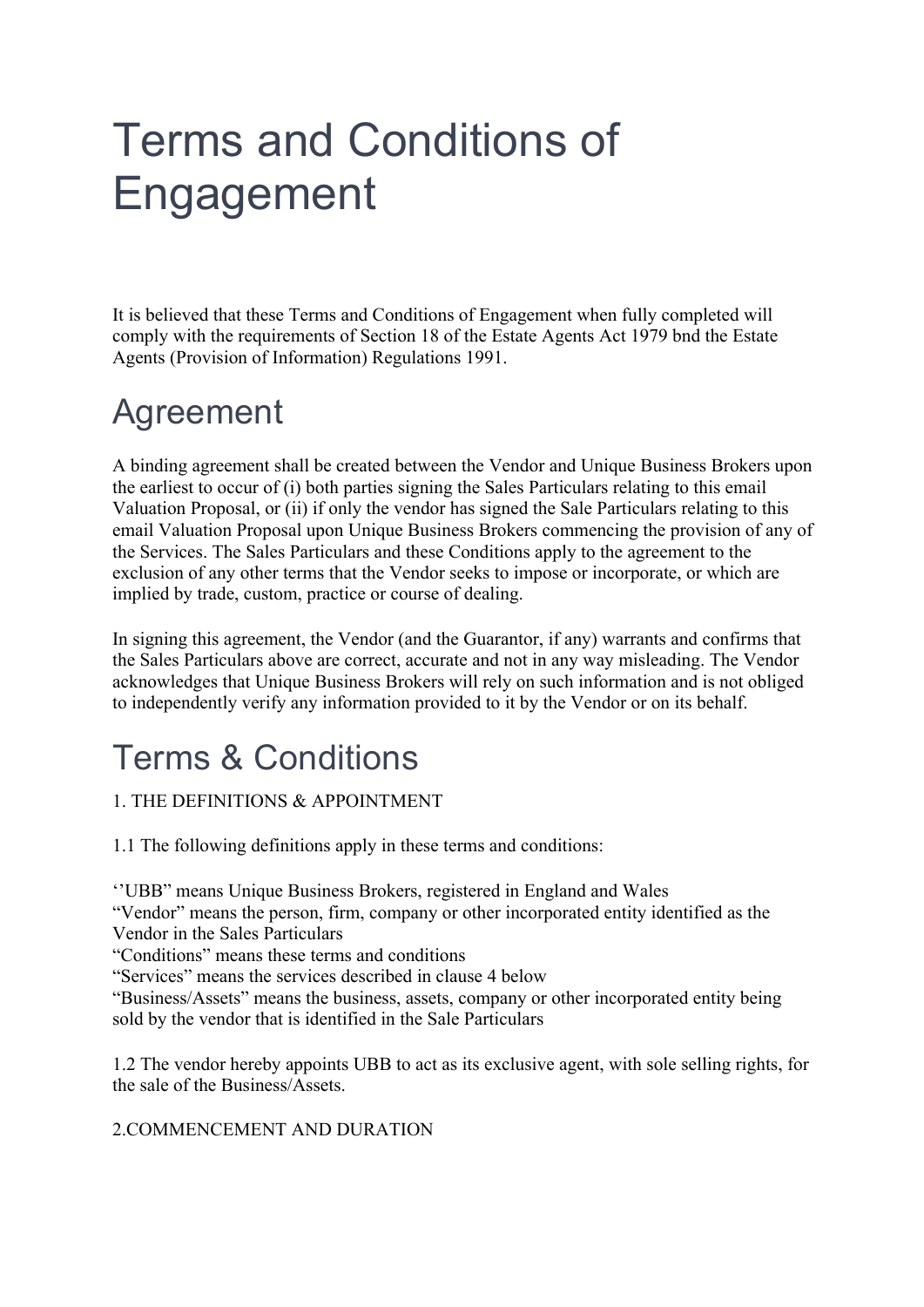# Terms and Conditions of Engagement

It is believed that these Terms and Conditions of Engagement when fully completed will comply with the requirements of Section 18 of the Estate Agents Act 1979 bnd the Estate Agents (Provision of Information) Regulations 1991.

## Agreement

A binding agreement shall be created between the Vendor and Unique Business Brokers upon the earliest to occur of (i) both parties signing the Sales Particulars relating to this email Valuation Proposal, or (ii) if only the vendor has signed the Sale Particulars relating to this email Valuation Proposal upon Unique Business Brokers commencing the provision of any of the Services. The Sales Particulars and these Conditions apply to the agreement to the exclusion of any other terms that the Vendor seeks to impose or incorporate, or which are implied by trade, custom, practice or course of dealing.

In signing this agreement, the Vendor (and the Guarantor, if any) warrants and confirms that the Sales Particulars above are correct, accurate and not in any way misleading. The Vendor acknowledges that Unique Business Brokers will rely on such information and is not obliged to independently verify any information provided to it by the Vendor or on its behalf.

## Terms & Conditions

1. THE DEFINITIONS & APPOINTMENT

1.1 The following definitions apply in these terms and conditions:

‘’UBB” means Unique Business Brokers, registered in England and Wales
“Vendor” means the person, firm, company or other incorporated entity identified as the Vendor in the Sales Particulars
“Conditions” means these terms and conditions
“Services” means the services described in clause 4 below
“Business/Assets” means the business, assets, company or other incorporated entity being sold by the vendor that is identified in the Sale Particulars

1.2 The vendor hereby appoints UBB to act as its exclusive agent, with sole selling rights, for the sale of the Business/Assets.

2.COMMENCEMENT AND DURATION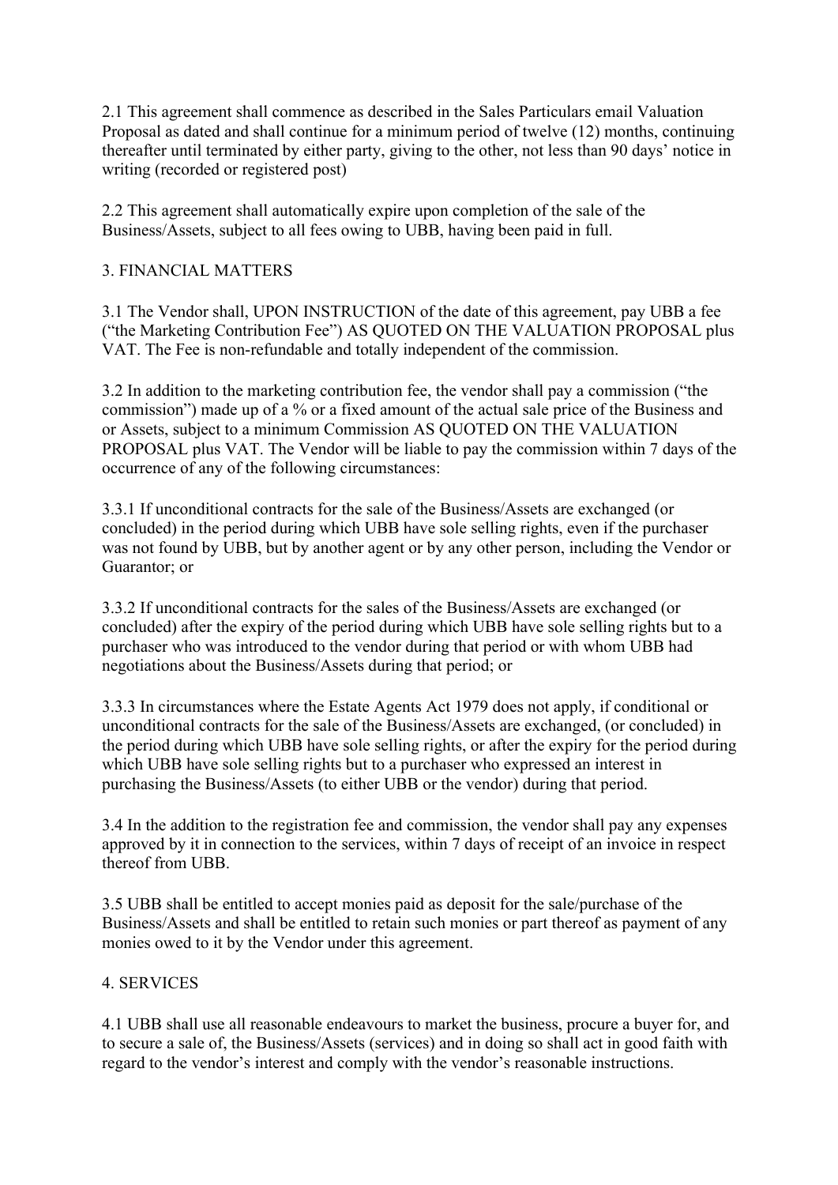2.1 This agreement shall commence as described in the Sales Particulars email Valuation Proposal as dated and shall continue for a minimum period of twelve (12) months, continuing thereafter until terminated by either party, giving to the other, not less than 90 days' notice in writing (recorded or registered post)

2.2 This agreement shall automatically expire upon completion of the sale of the Business/Assets, subject to all fees owing to UBB, having been paid in full.

## 3. FINANCIAL MATTERS

3.1 The Vendor shall, UPON INSTRUCTION of the date of this agreement, pay UBB a fee ("the Marketing Contribution Fee") AS QUOTED ON THE VALUATION PROPOSAL plus VAT. The Fee is non-refundable and totally independent of the commission.

3.2 In addition to the marketing contribution fee, the vendor shall pay a commission ("the commission") made up of a % or a fixed amount of the actual sale price of the Business and or Assets, subject to a minimum Commission AS QUOTED ON THE VALUATION PROPOSAL plus VAT. The Vendor will be liable to pay the commission within 7 days of the occurrence of any of the following circumstances:

3.3.1 If unconditional contracts for the sale of the Business/Assets are exchanged (or concluded) in the period during which UBB have sole selling rights, even if the purchaser was not found by UBB, but by another agent or by any other person, including the Vendor or Guarantor; or

3.3.2 If unconditional contracts for the sales of the Business/Assets are exchanged (or concluded) after the expiry of the period during which UBB have sole selling rights but to a purchaser who was introduced to the vendor during that period or with whom UBB had negotiations about the Business/Assets during that period; or

3.3.3 In circumstances where the Estate Agents Act 1979 does not apply, if conditional or unconditional contracts for the sale of the Business/Assets are exchanged, (or concluded) in the period during which UBB have sole selling rights, or after the expiry for the period during which UBB have sole selling rights but to a purchaser who expressed an interest in purchasing the Business/Assets (to either UBB or the vendor) during that period.

3.4 In the addition to the registration fee and commission, the vendor shall pay any expenses approved by it in connection to the services, within 7 days of receipt of an invoice in respect thereof from UBB.

3.5 UBB shall be entitled to accept monies paid as deposit for the sale/purchase of the Business/Assets and shall be entitled to retain such monies or part thereof as payment of any monies owed to it by the Vendor under this agreement.

## 4. SERVICES

4.1 UBB shall use all reasonable endeavours to market the business, procure a buyer for, and to secure a sale of, the Business/Assets (services) and in doing so shall act in good faith with regard to the vendor's interest and comply with the vendor's reasonable instructions.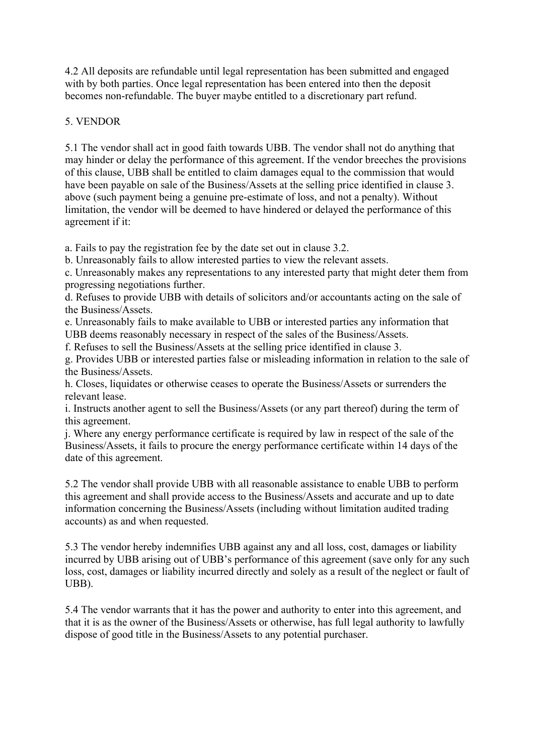4.2 All deposits are refundable until legal representation has been submitted and engaged with by both parties. Once legal representation has been entered into then the deposit becomes non-refundable. The buyer maybe entitled to a discretionary part refund.

## 5. VENDOR

5.1 The vendor shall act in good faith towards UBB. The vendor shall not do anything that may hinder or delay the performance of this agreement. If the vendor breeches the provisions of this clause, UBB shall be entitled to claim damages equal to the commission that would have been payable on sale of the Business/Assets at the selling price identified in clause 3. above (such payment being a genuine pre-estimate of loss, and not a penalty). Without limitation, the vendor will be deemed to have hindered or delayed the performance of this agreement if it:

a. Fails to pay the registration fee by the date set out in clause 3.2.
b. Unreasonably fails to allow interested parties to view the relevant assets.
c. Unreasonably makes any representations to any interested party that might deter them from progressing negotiations further.
d. Refuses to provide UBB with details of solicitors and/or accountants acting on the sale of the Business/Assets.
e. Unreasonably fails to make available to UBB or interested parties any information that UBB deems reasonably necessary in respect of the sales of the Business/Assets.
f. Refuses to sell the Business/Assets at the selling price identified in clause 3.
g. Provides UBB or interested parties false or misleading information in relation to the sale of the Business/Assets.
h. Closes, liquidates or otherwise ceases to operate the Business/Assets or surrenders the relevant lease.
i. Instructs another agent to sell the Business/Assets (or any part thereof) during the term of this agreement.
j. Where any energy performance certificate is required by law in respect of the sale of the Business/Assets, it fails to procure the energy performance certificate within 14 days of the date of this agreement.

5.2 The vendor shall provide UBB with all reasonable assistance to enable UBB to perform this agreement and shall provide access to the Business/Assets and accurate and up to date information concerning the Business/Assets (including without limitation audited trading accounts) as and when requested.

5.3 The vendor hereby indemnifies UBB against any and all loss, cost, damages or liability incurred by UBB arising out of UBB's performance of this agreement (save only for any such loss, cost, damages or liability incurred directly and solely as a result of the neglect or fault of UBB).

5.4 The vendor warrants that it has the power and authority to enter into this agreement, and that it is as the owner of the Business/Assets or otherwise, has full legal authority to lawfully dispose of good title in the Business/Assets to any potential purchaser.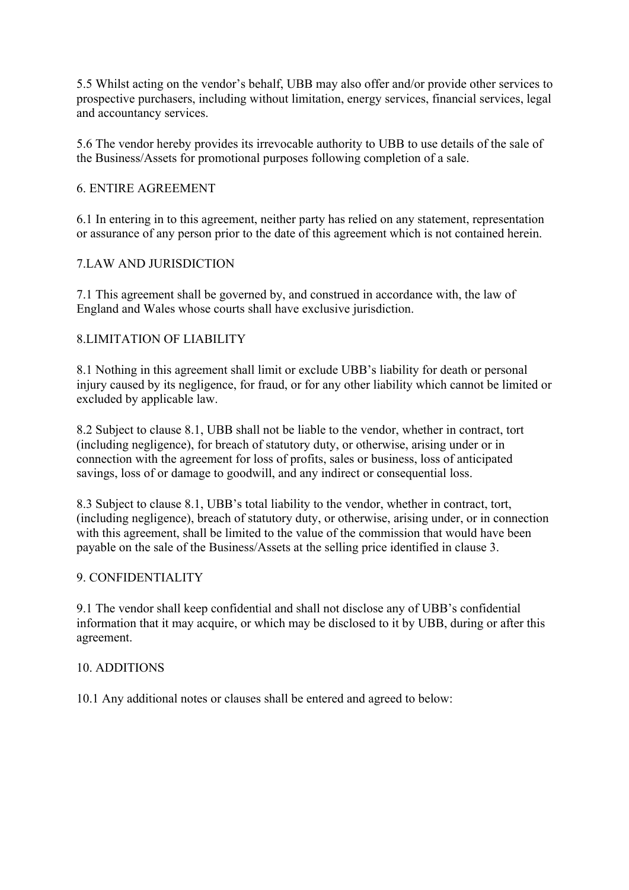5.5 Whilst acting on the vendor's behalf, UBB may also offer and/or provide other services to prospective purchasers, including without limitation, energy services, financial services, legal and accountancy services.

5.6 The vendor hereby provides its irrevocable authority to UBB to use details of the sale of the Business/Assets for promotional purposes following completion of a sale.

## 6. ENTIRE AGREEMENT

6.1 In entering in to this agreement, neither party has relied on any statement, representation or assurance of any person prior to the date of this agreement which is not contained herein.

## 7.LAW AND JURISDICTION

7.1 This agreement shall be governed by, and construed in accordance with, the law of England and Wales whose courts shall have exclusive jurisdiction.

## 8.LIMITATION OF LIABILITY

8.1 Nothing in this agreement shall limit or exclude UBB's liability for death or personal injury caused by its negligence, for fraud, or for any other liability which cannot be limited or excluded by applicable law.

8.2 Subject to clause 8.1, UBB shall not be liable to the vendor, whether in contract, tort (including negligence), for breach of statutory duty, or otherwise, arising under or in connection with the agreement for loss of profits, sales or business, loss of anticipated savings, loss of or damage to goodwill, and any indirect or consequential loss.

8.3 Subject to clause 8.1, UBB's total liability to the vendor, whether in contract, tort, (including negligence), breach of statutory duty, or otherwise, arising under, or in connection with this agreement, shall be limited to the value of the commission that would have been payable on the sale of the Business/Assets at the selling price identified in clause 3.

## 9. CONFIDENTIALITY

9.1 The vendor shall keep confidential and shall not disclose any of UBB's confidential information that it may acquire, or which may be disclosed to it by UBB, during or after this agreement.

## 10. ADDITIONS

10.1 Any additional notes or clauses shall be entered and agreed to below: